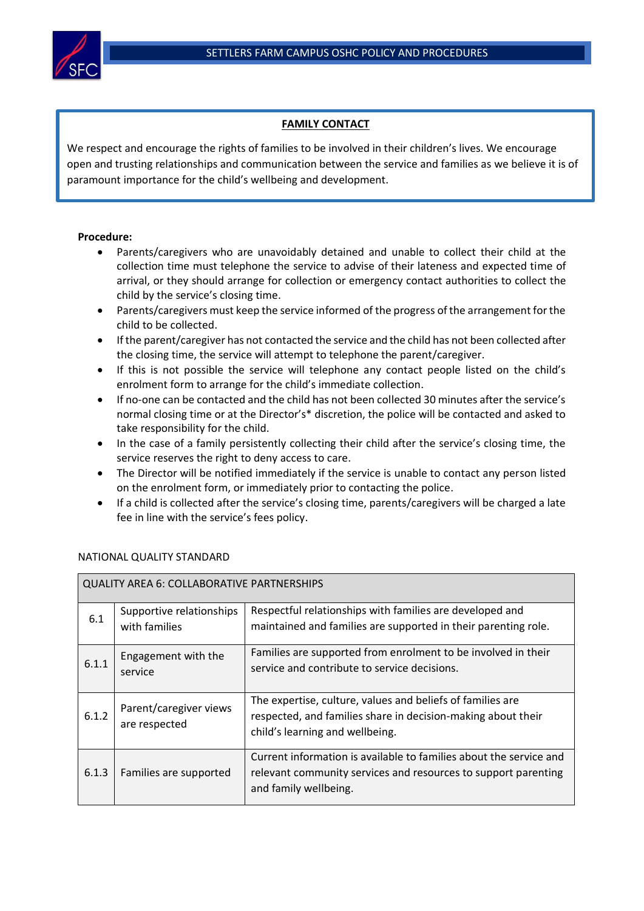## FAMILY CONTACT

We respect and encourage the rights of families to be involved in their children's lives. We encourage open and trusting relationships and communication between the service and families as we believe it is of paramount importance for the child's wellbeing and development.

**Procedure:**

- Parents/caregivers who are unavoidably detained and unable to collect their child at the collection time must telephone the service to advise of their lateness and expected time of arrival, or they should arrange for collection or emergency contact authorities to collect the child by the service's closing time.
- Parents/caregivers must keep the service informed of the progress of the arrangement for the child to be collected.
- If the parent/caregiver has not contacted the service and the child has not been collected after the closing time, the service will attempt to telephone the parent/caregiver.
- If this is not possible the service will telephone any contact people listed on the child's enrolment form to arrange for the child's immediate collection.
- If no-one can be contacted and the child has not been collected 30 minutes after the service's normal closing time or at the Director's* discretion, the police will be contacted and asked to take responsibility for the child.
- In the case of a family persistently collecting their child after the service's closing time, the service reserves the right to deny access to care.
- The Director will be notified immediately if the service is unable to contact any person listed on the enrolment form, or immediately prior to contacting the police.
- If a child is collected after the service's closing time, parents/caregivers will be charged a late fee in line with the service's fees policy.

NATIONAL QUALITY STANDARD

| QUALITY AREA 6: COLLABORATIVE PARTNERSHIPS | | |
|---|---|---|
| 6.1 | Supportive relationships with families | Respectful relationships with families are developed and maintained and families are supported in their parenting role. |
| 6.1.1 | Engagement with the service | Families are supported from enrolment to be involved in their service and contribute to service decisions. |
| 6.1.2 | Parent/caregiver views are respected | The expertise, culture, values and beliefs of families are respected, and families share in decision-making about their child's learning and wellbeing. |
| 6.1.3 | Families are supported | Current information is available to families about the service and relevant community services and resources to support parenting and family wellbeing. |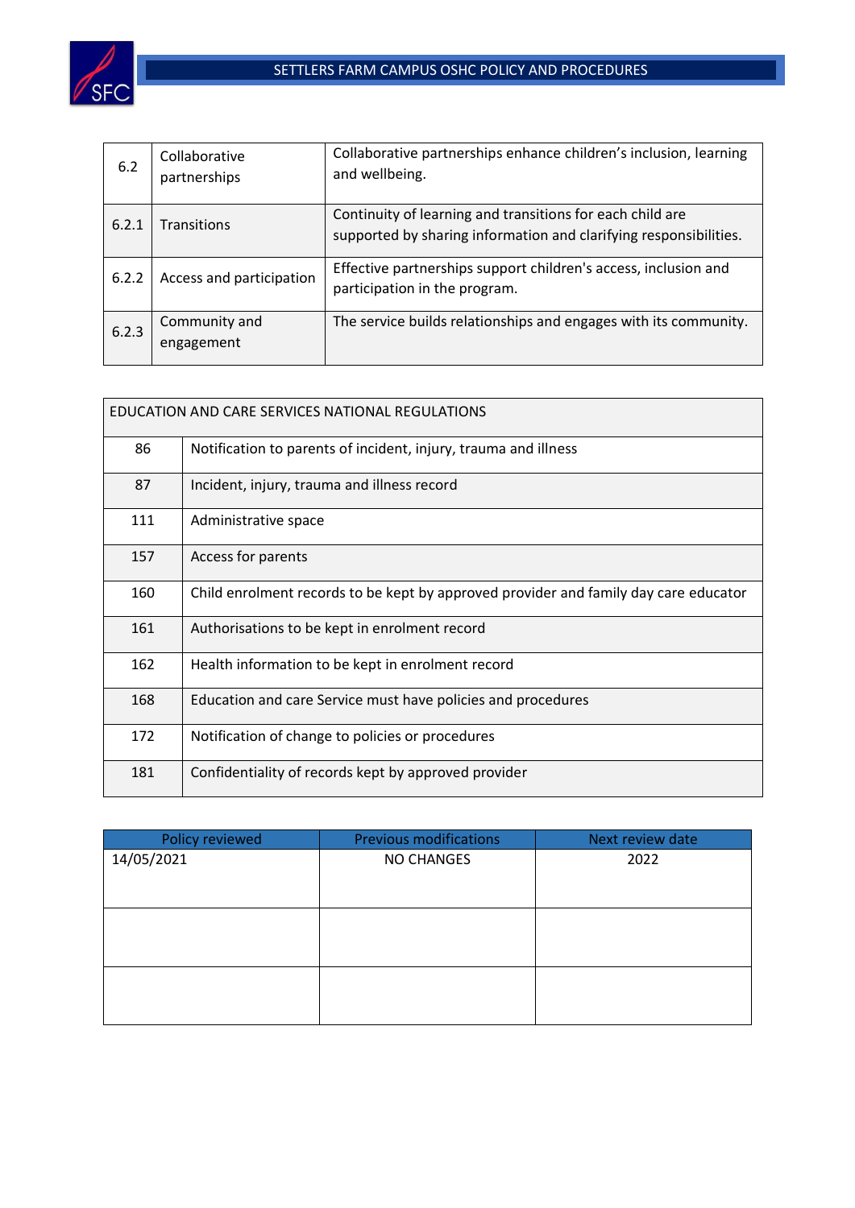| | | |
|---|---|---|
| 6.2 | Collaborative partnerships | Collaborative partnerships enhance children's inclusion, learning and wellbeing. |
| 6.2.1 | Transitions | Continuity of learning and transitions for each child are supported by sharing information and clarifying responsibilities. |
| 6.2.2 | Access and participation | Effective partnerships support children's access, inclusion and participation in the program. |
| 6.2.3 | Community and engagement | The service builds relationships and engages with its community. |

| EDUCATION AND CARE SERVICES NATIONAL REGULATIONS | |
|---|---|
| 86 | Notification to parents of incident, injury, trauma and illness |
| 87 | Incident, injury, trauma and illness record |
| 111 | Administrative space |
| 157 | Access for parents |
| 160 | Child enrolment records to be kept by approved provider and family day care educator |
| 161 | Authorisations to be kept in enrolment record |
| 162 | Health information to be kept in enrolment record |
| 168 | Education and care Service must have policies and procedures |
| 172 | Notification of change to policies or procedures |
| 181 | Confidentiality of records kept by approved provider |

| Policy reviewed | Previous modifications | Next review date |
|---|---|---|
| 14/05/2021 | NO CHANGES | 2022 |
| | | |
| | | |